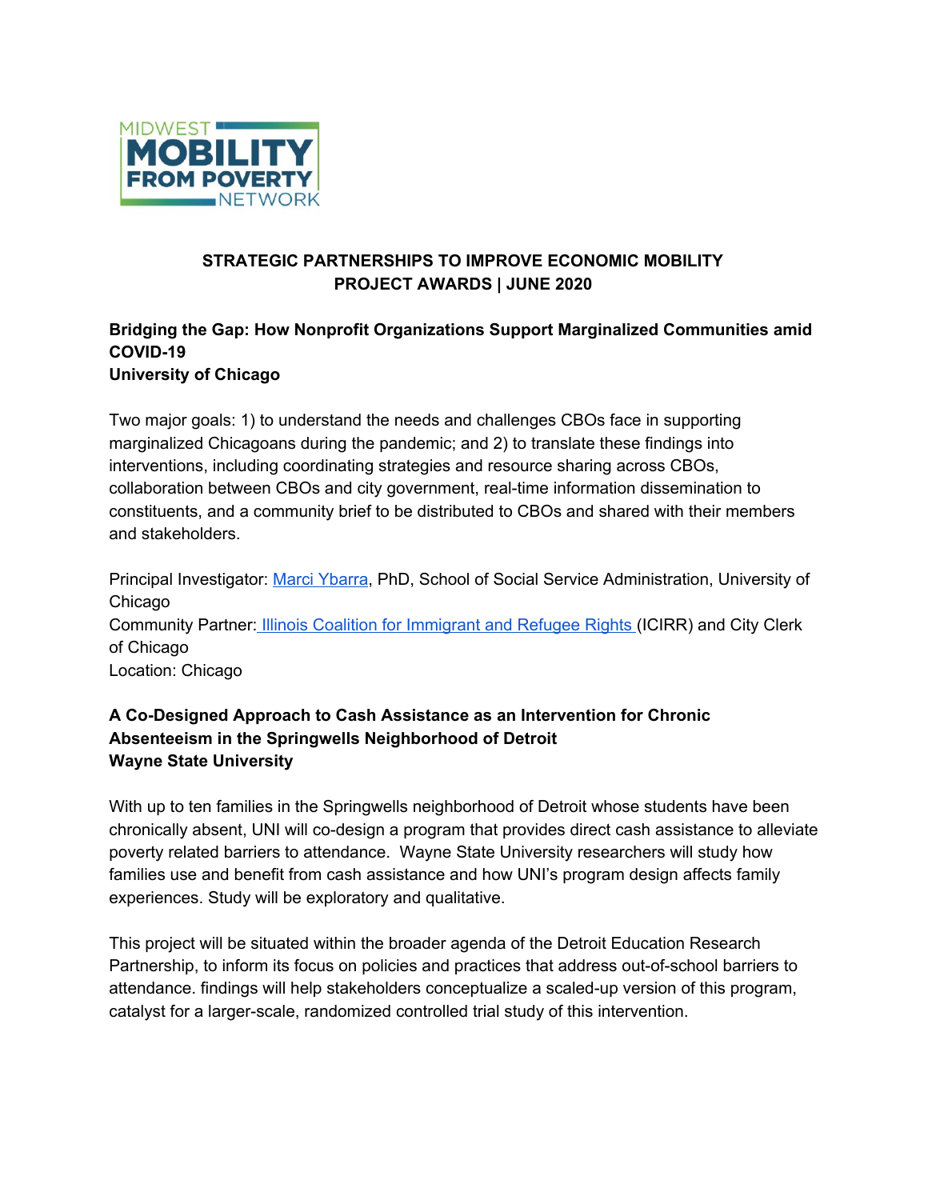MIDWEST MOBILITY FROM POVERTY NETWORK

# STRATEGIC PARTNERSHIPS TO IMPROVE ECONOMIC MOBILITY PROJECT AWARDS | JUNE 2020

## Bridging the Gap: How Nonprofit Organizations Support Marginalized Communities amid COVID-19
**University of Chicago**

Two major goals: 1) to understand the needs and challenges CBOs face in supporting marginalized Chicagoans during the pandemic; and 2) to translate these findings into interventions, including coordinating strategies and resource sharing across CBOs, collaboration between CBOs and city government, real-time information dissemination to constituents, and a community brief to be distributed to CBOs and shared with their members and stakeholders.

Principal Investigator: Marci Ybarra, PhD, School of Social Service Administration, University of Chicago
Community Partner: Illinois Coalition for Immigrant and Refugee Rights (ICIRR) and City Clerk of Chicago
Location: Chicago

## A Co-Designed Approach to Cash Assistance as an Intervention for Chronic Absenteeism in the Springwells Neighborhood of Detroit
**Wayne State University**

With up to ten families in the Springwells neighborhood of Detroit whose students have been chronically absent, UNI will co-design a program that provides direct cash assistance to alleviate poverty related barriers to attendance. Wayne State University researchers will study how families use and benefit from cash assistance and how UNI's program design affects family experiences. Study will be exploratory and qualitative.

This project will be situated within the broader agenda of the Detroit Education Research Partnership, to inform its focus on policies and practices that address out-of-school barriers to attendance. findings will help stakeholders conceptualize a scaled-up version of this program, catalyst for a larger-scale, randomized controlled trial study of this intervention.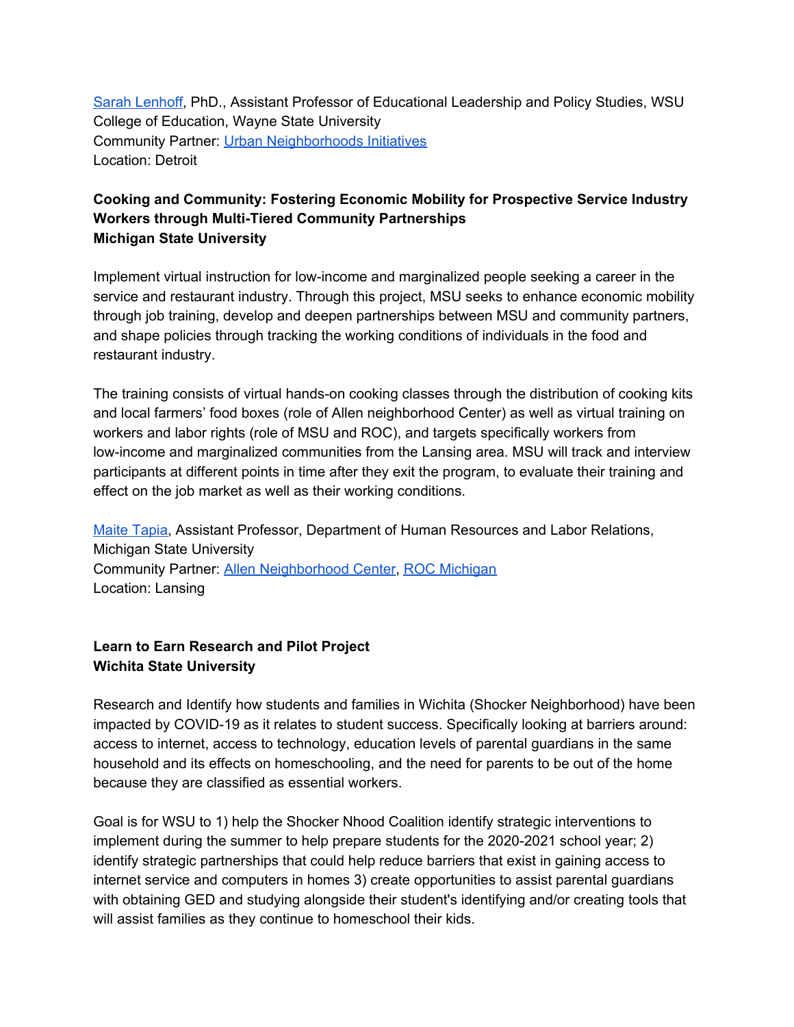Sarah Lenhoff, PhD., Assistant Professor of Educational Leadership and Policy Studies, WSU College of Education, Wayne State University
Community Partner: Urban Neighborhoods Initiatives
Location: Detroit

**Cooking and Community: Fostering Economic Mobility for Prospective Service Industry Workers through Multi-Tiered Community Partnerships**
**Michigan State University**

Implement virtual instruction for low-income and marginalized people seeking a career in the service and restaurant industry. Through this project, MSU seeks to enhance economic mobility through job training, develop and deepen partnerships between MSU and community partners, and shape policies through tracking the working conditions of individuals in the food and restaurant industry.

The training consists of virtual hands-on cooking classes through the distribution of cooking kits and local farmers' food boxes (role of Allen neighborhood Center) as well as virtual training on workers and labor rights (role of MSU and ROC), and targets specifically workers from low-income and marginalized communities from the Lansing area. MSU will track and interview participants at different points in time after they exit the program, to evaluate their training and effect on the job market as well as their working conditions.

Maite Tapia, Assistant Professor, Department of Human Resources and Labor Relations, Michigan State University
Community Partner: Allen Neighborhood Center, ROC Michigan
Location: Lansing

**Learn to Earn Research and Pilot Project**
**Wichita State University**

Research and Identify how students and families in Wichita (Shocker Neighborhood) have been impacted by COVID-19 as it relates to student success. Specifically looking at barriers around: access to internet, access to technology, education levels of parental guardians in the same household and its effects on homeschooling, and the need for parents to be out of the home because they are classified as essential workers.

Goal is for WSU to 1) help the Shocker Nhood Coalition identify strategic interventions to implement during the summer to help prepare students for the 2020-2021 school year; 2) identify strategic partnerships that could help reduce barriers that exist in gaining access to internet service and computers in homes 3) create opportunities to assist parental guardians with obtaining GED and studying alongside their student's identifying and/or creating tools that will assist families as they continue to homeschool their kids.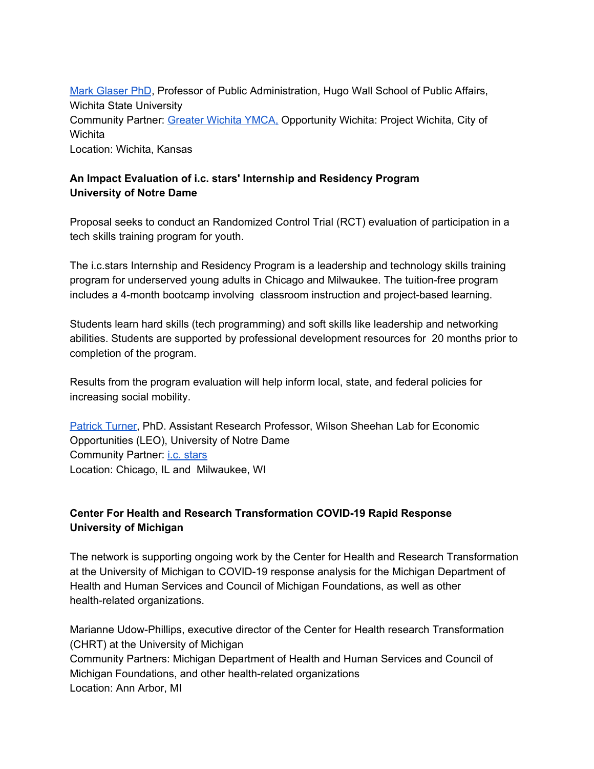[Mark Glaser PhD](), Professor of Public Administration, Hugo Wall School of Public Affairs, Wichita State University
Community Partner: [Greater Wichita YMCA,]() Opportunity Wichita: Project Wichita, City of Wichita
Location: Wichita, Kansas

**An Impact Evaluation of i.c. stars' Internship and Residency Program**
**University of Notre Dame**

Proposal seeks to conduct an Randomized Control Trial (RCT) evaluation of participation in a tech skills training program for youth.

The i.c.stars Internship and Residency Program is a leadership and technology skills training program for underserved young adults in Chicago and Milwaukee. The tuition-free program includes a 4-month bootcamp involving classroom instruction and project-based learning.

Students learn hard skills (tech programming) and soft skills like leadership and networking abilities. Students are supported by professional development resources for 20 months prior to completion of the program.

Results from the program evaluation will help inform local, state, and federal policies for increasing social mobility.

[Patrick Turner](), PhD. Assistant Research Professor, Wilson Sheehan Lab for Economic Opportunities (LEO), University of Notre Dame
Community Partner: [i.c. stars]()
Location: Chicago, IL and Milwaukee, WI

**Center For Health and Research Transformation COVID-19 Rapid Response**
**University of Michigan**

The network is supporting ongoing work by the Center for Health and Research Transformation at the University of Michigan to COVID-19 response analysis for the Michigan Department of Health and Human Services and Council of Michigan Foundations, as well as other health-related organizations.

Marianne Udow-Phillips, executive director of the Center for Health research Transformation (CHRT) at the University of Michigan
Community Partners: Michigan Department of Health and Human Services and Council of Michigan Foundations, and other health-related organizations
Location: Ann Arbor, MI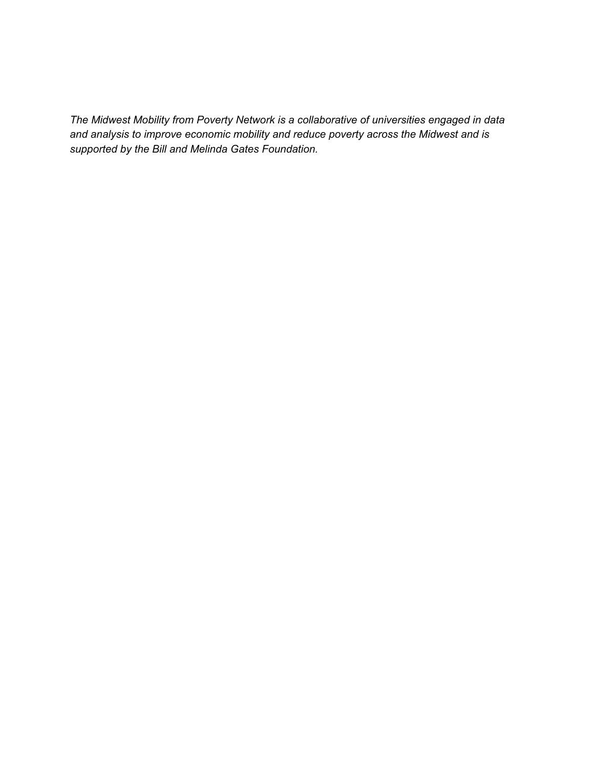*The Midwest Mobility from Poverty Network is a collaborative of universities engaged in data and analysis to improve economic mobility and reduce poverty across the Midwest and is supported by the Bill and Melinda Gates Foundation.*